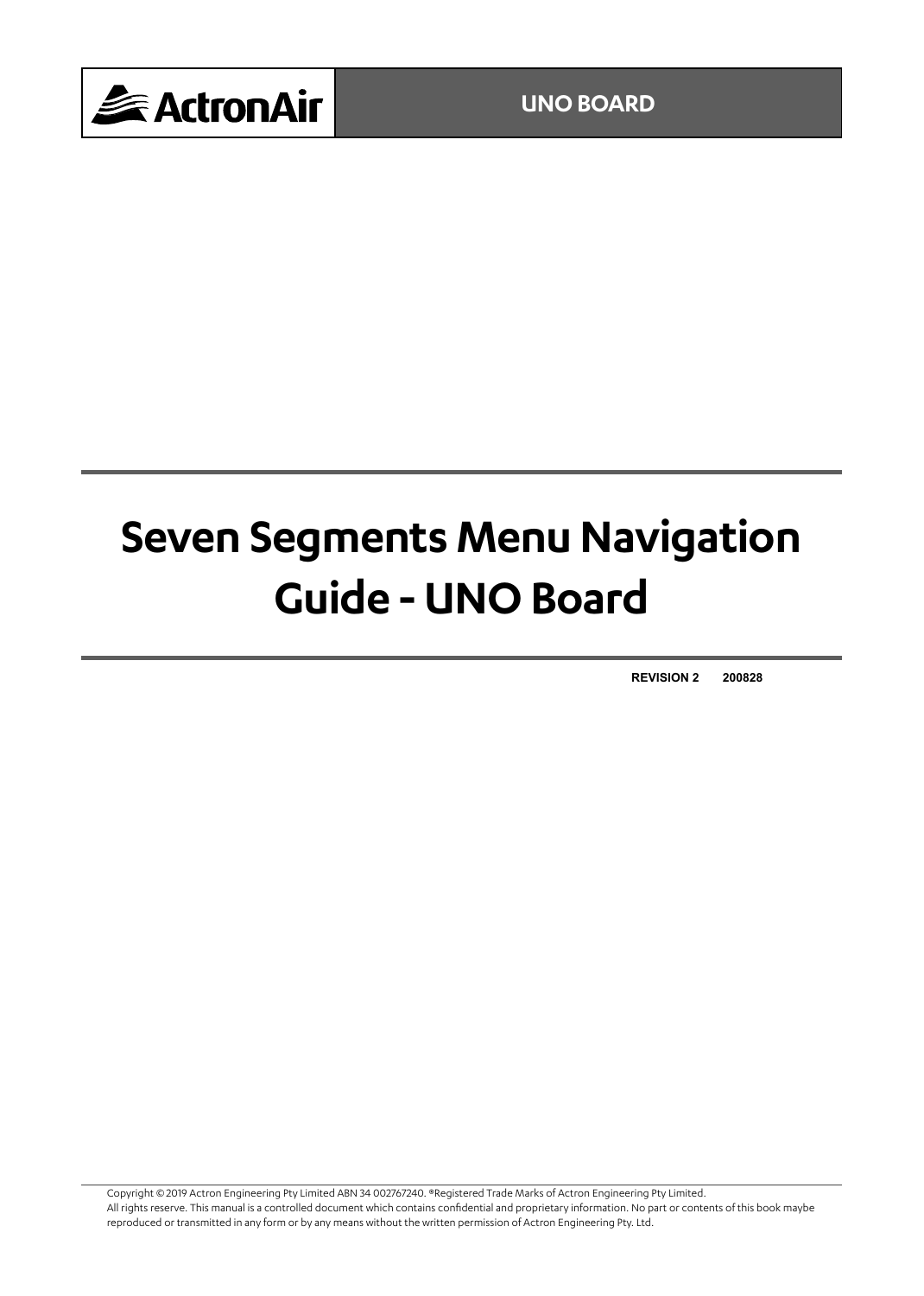ActronAir

UNO BOARD

# Seven Segments Menu Navigation Guide - UNO Board

**REVISION 2 200828**

Copyright © 2019 Actron Engineering Pty Limited ABN 34 002767240. ®Registered Trade Marks of Actron Engineering Pty Limited.
All rights reserve. This manual is a controlled document which contains confidential and proprietary information. No part or contents of this book maybe reproduced or transmitted in any form or by any means without the written permission of Actron Engineering Pty. Ltd.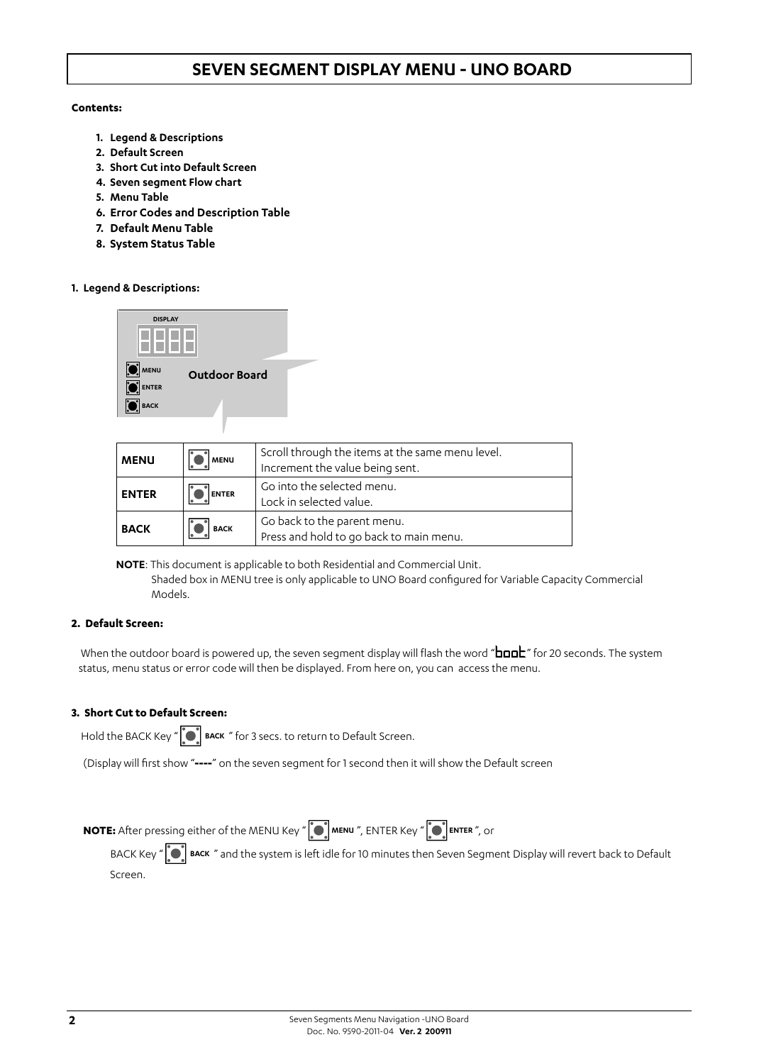# SEVEN SEGMENT DISPLAY MENU - UNO BOARD

**Contents:**

1. **Legend & Descriptions**
2. **Default Screen**
3. **Short Cut into Default Screen**
4. **Seven segment Flow chart**
5. **Menu Table**
6. **Error Codes and Description Table**
7. **Default Menu Table**
8. **System Status Table**

## 1. Legend & Descriptions:

DISPLAY

MENU
ENTER
BACK

**Outdoor Board**

| MENU | MENU | Scroll through the items at the same menu level.<br>Increment the value being sent. |
|---|---|---|
| **ENTER** | ENTER | Go into the selected menu.<br>Lock in selected value. |
| **BACK** | BACK | Go back to the parent menu.<br>Press and hold to go back to main menu. |

**NOTE**: This document is applicable to both Residential and Commercial Unit.
Shaded box in MENU tree is only applicable to UNO Board configured for Variable Capacity Commercial Models.

## 2. Default Screen:

When the outdoor board is powered up, the seven segment display will flash the word "boot" for 20 seconds. The system status, menu status or error code will then be displayed. From here on, you can access the menu.

## 3. Short Cut to Default Screen:

Hold the BACK Key " BACK " for 3 secs. to return to Default Screen.

(Display will first show "**----**" on the seven segment for 1 second then it will show the Default screen

**NOTE:** After pressing either of the MENU Key " MENU ", ENTER Key " ENTER ", or BACK Key " BACK " and the system is left idle for 10 minutes then Seven Segment Display will revert back to Default Screen.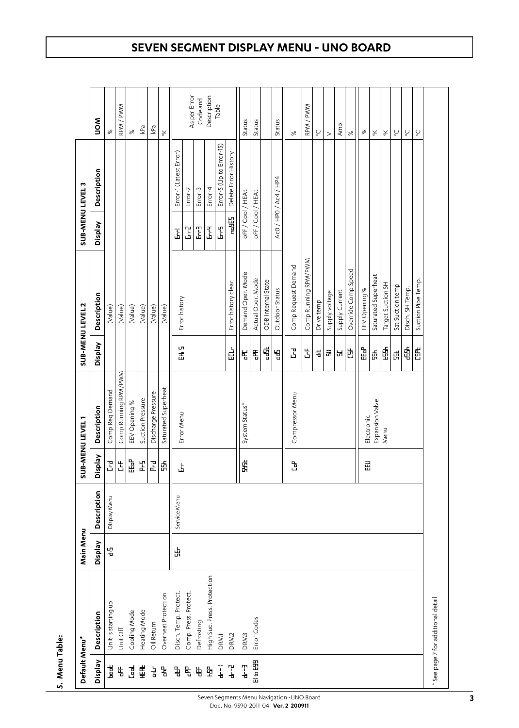# SEVEN SEGMENT DISPLAY MENU - UNO BOARD

## 5. Menu Table:

| Default Menu* | | Main Menu | | SUB-MENU LEVEL 1 | | SUB-MENU LEVEL 2 | | SUB-MENU LEVEL 3 | | UOM |
|---|---|---|---|---|---|---|---|---|---|---|
| Display | Description | Display | Description | Display | Description | Display | Description | Display | Description | |
| boot | Unit is starting up | dS | Display Menu | Crd | Comp Req Demand | | (Value) | | | % |
| oFF | Unit Off | | | CrF | Comp Running RPM/PWM | | (Value) | | | RPM / PWM |
| CooL | Cooling Mode | | | EEoP | EEV Opening % | | (Value) | | | % |
| HEAt | Heating Mode | | | Pr-S | Suction Pressure | | (Value) | | | kPa |
| oiLr | Oil Return | | | Prd | Discharge Pressure | | (Value) | | | kPa |
| ohP | Overheat Protection | | | SSh | Saturated Superheat | | (Value) | | | °K |
| dtP | Disch. Temp. Protect. | SEr | Service Menu | Err | Error Menu | EHiS | Error history | Err1 | Error-1 (Latest Error) | As per Error Code and Description Table |
| cPP | Comp. Press. Protect. | | | | | | | Err2 | Error-2 | |
| dEF | Defrosting | | | | | | | Err3 | Error-3 | |
| hSP | High Suc. Press. Protection | | | | | | | Err4 | Error-4 | |
| dr-1 | DRM1 | | | | | | | Err5 | Error-5 (Up to Error-15) | |
| dr-2 | DRM2 | | | | | ECLr | Error history clear | noYES | Delete Error History | |
| dr-3 | DRM3 | | | SYSt | System Status* | oPC | Demand Oper. Mode | oFF / Cool / HEAt | | Status |
| E1 to E99 | Error Codes | | | | | oPA | Actual Oper. Mode | oFF / Cool / HEAt | | Status |
| | | | | | | odSt | ODB Internal State | | | |
| | | | | | | odS | Outdoor Status | Ac0 / HP0 / Ac4 / HP4 | | Status |
| | | | | CoP | Compressor Menu | Crd | Comp Request Demand | | | % |
| | | | | | | CrF | Comp Running RPM/PWM | | | RPM / PWM |
| | | | | | | dt | Drive temp | | | °C |
| | | | | | | SU | Supply voltage | | | V |
| | | | | | | SC | Supply Current | | | Amp |
| | | | | | | CSF | Override Comp Speed | | | % |
| | | | | EEU | Electronic Expansion Valve Menu | EEoP | EEV Opening % | | | % |
| | | | | | | SSh | Saturated Superheat | | | °K |
| | | | | | | tSSh | Target Suction SH | | | °K |
| | | | | | | SSt | Sat Suction temp | | | °C |
| | | | | | | dSSh | Disch. SH Temp. | | | °C |
| | | | | | | CSPt | Suction Pipe Temp. | | | °C |

\* See page 7 for additional detail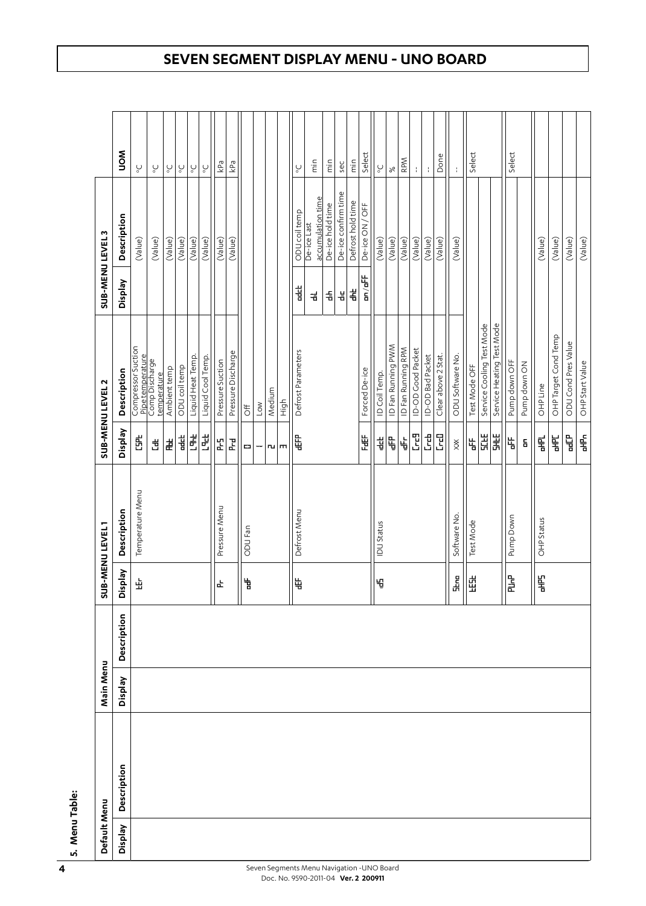# SEVEN SEGMENT DISPLAY MENU - UNO BOARD

**5. Menu Table:**

| Default Menu | | Main Menu | | SUB-MENU LEVEL 1 | | SUB-MENU LEVEL 2 | | SUB-MENU LEVEL 3 | | UOM |
|---|---|---|---|---|---|---|---|---|---|---|
| Display | Description | Display | Description | Display | Description | Display | Description | Display | Description | |
| | | | | tEr | Temperature Menu | CSPt | Compressor Suction Pipetemperature | | (Value) | °C |
| | | | | | | Cdt | Comp Discharge temperature | | (Value) | °C |
| | | | | | | Abt | Ambient temp | | (Value) | °C |
| | | | | | | odct | ODU coil temp | | (Value) | °C |
| | | | | | | LQht | Liquid Heat Temp. | | (Value) | °C |
| | | | | | | LQct | Liquid Cool Temp. | | (Value) | °C |
| | | | | Pr | Pressure Menu | Pr-S | Pressure Suction | | (Value) | kPa |
| | | | | | | Pr-d | Pressure Discharge | | (Value) | kPa |
| | | | | odF | ODU Fan | 0 | Off | | | |
| | | | | | | 1 | Low | | | |
| | | | | | | 2 | Medium | | | |
| | | | | | | 3 | High | | | |
| | | | | dEF | Defrost Menu | dEFP | Defrost Parameters | odct | ODU coil temp | °C |
| | | | | | | | | dL | De-ice Last accumulation time | min |
| | | | | | | | | dh | De-ice hold time | min |
| | | | | | | | | dc | De-ice confirm time | sec |
| | | | | | | | | dht | Defrost hold time | min |
| | | | | | | FdEF | Forced De-ice | on/oFF | De-ice ON / OFF | Select |
| | | | | IdS | IDU Status | idct | ID Coil Temp. | | (Value) | °C |
| | | | | | | IdFP | ID Fan Running PWM | | (Value) | % |
| | | | | | | IdFr | ID Fan Running RPM | | (Value) | RPM |
| | | | | | | CrcG | ID-OD Good Packet | | (Value) | - |
| | | | | | | Crcb | ID-OD Bad Packet | | (Value) | - |
| | | | | | | CrcO | Clear above 2 Stat. | | (Value) | Done |
| | | | | Stno | Software No. | XX | ODU Software No. | | (Value) | - |
| | | | | tESt | Test Mode | oFF | Test Mode OFF | | | Select |
| | | | | | | SCtE | Service Cooling Test Mode | | | |
| | | | | | | SHtE | Service Heating Test Mode | | | |
| | | | | PUnP | Pump Down | oFF | Pump down OFF | | | Select |
| | | | | | | on | Pump down ON | | | |
| | | | | oHPS | OHP Status | oHPL | OHP Line | | (Value) | |
| | | | | | | oHPC | OHP Target Cond Temp | | (Value) | |
| | | | | | | odCP | ODU Cond Pres Value | | (Value) | |
| | | | | | | oHPn | OHP Start Value | | (Value) | |

Seven Segments Menu Navigation -UNO Board
Doc. No. 9S90-2011-04 **Ver. 2 200911**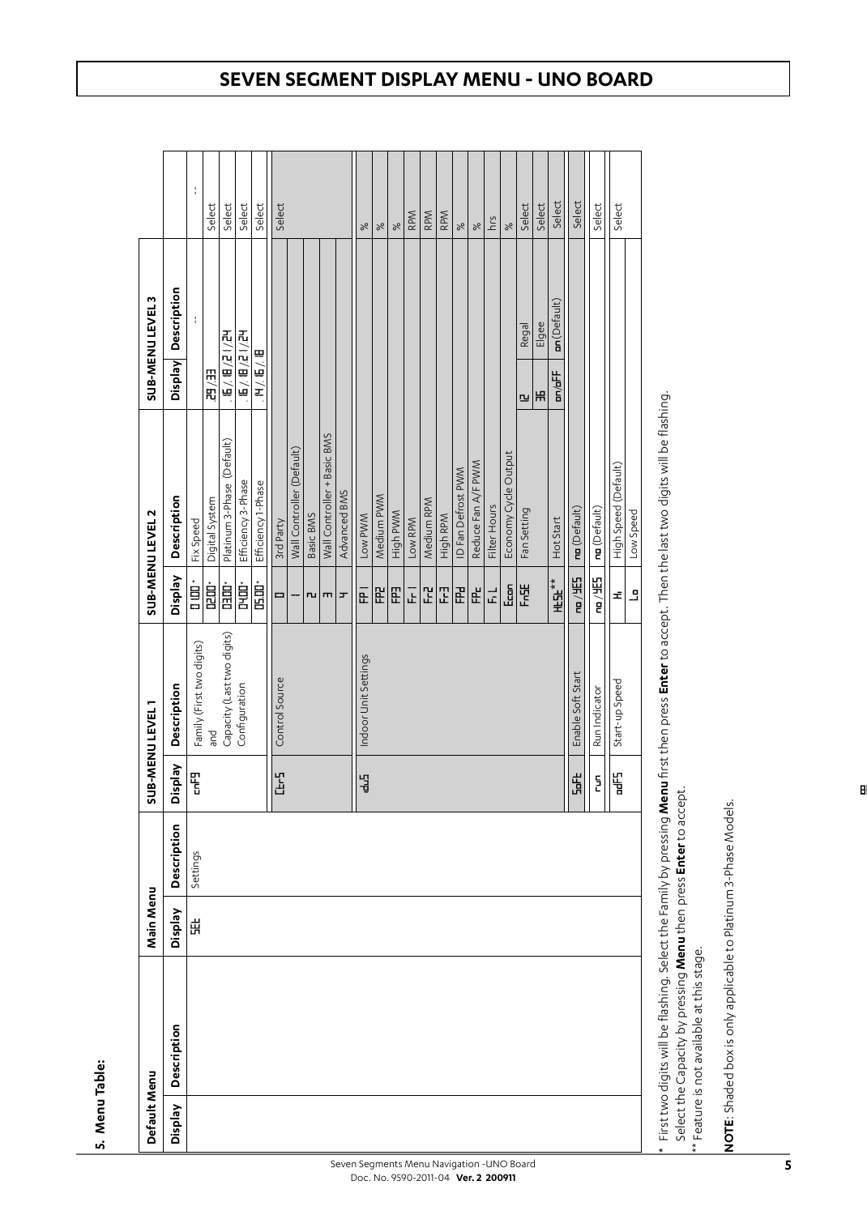# SEVEN SEGMENT DISPLAY MENU - UNO BOARD

## 5. Menu Table:

| Default Menu | | Main Menu | | SUB-MENU LEVEL 1 | | SUB-MENU LEVEL 2 | | SUB-MENU LEVEL 3 | | |
|---|---|---|---|---|---|---|---|---|---|---|
| Display | Description | Display | Description | Display | Description | Display | Description | Display | Description | |
| | | SEt | Settings | cnFG | Family (First two digits) and Capacity (Last two digits) Configuration | 01.00* | Fix Speed | | -- | -- |
| | | | | | | 02.00* | Digital System | 29,33 | | Select |
| | | | | | | 03.00* | Platinum 3-Phase (Default) | .16/.18/.21/.24 | | Select |
| | | | | | | 04.00* | Efficiency 3-Phase | .16/.18/.21/.24 | | Select |
| | | | | | | 05.00* | Efficiency 1-Phase | .14/.16/.18 | | Select |
| | | | | CtrS | Control Source | 0 | 3rd Party | | | Select |
| | | | | | | 1 | Wall Controller (Default) | | | |
| | | | | | | 2 | Basic BMS | | | |
| | | | | | | 3 | Wall Controller + Basic BMS | | | |
| | | | | | | 4 | Advanced BMS | | | |
| | | | | idUS | Indoor Unit Settings | FP1 | Low PWM | | | % |
| | | | | | | FP2 | Medium PWM | | | % |
| | | | | | | FP3 | High PWM | | | % |
| | | | | | | Fr1 | Low RPM | | | RPM |
| | | | | | | Fr2 | Medium RPM | | | RPM |
| | | | | | | Fr3 | High RPM | | | RPM |
| | | | | | | FPd | ID Fan Defrost PWM | | | % |
| | | | | | | FPc | Reduce Fan A/F PWM | | | % |
| | | | | | | FiL | Filter Hours | | | hrs |
| | | | | | | Econ | Economy Cycle Output | | | % |
| | | | | | | FnSE | Fan Setting | rE | Regal | Select |
| | | | | | | | | EG | Elgee | Select |
| | | | | | | HtSt** | Hot Start | on/oFF | on (Default) | Select |
| | | | | SoFt | Enable Soft Start | no/YES | no (Default) | | | Select |
| | | | | run | Run Indicator | no/YES | no (Default) | | | Select |
| | | | | odFS | Start-up Speed | Hi | High Speed (Default) | | | Select |
| | | | | | | Lo | Low Speed | | | |

\* First two digits will be flashing. Select the Family by pressing **Menu** first then press **Enter** to accept. Then the last two digits will be flashing.
Select the Capacity by pressing **Menu** then press **Enter** to accept.
\** Feature is not available at this stage.

**NOTE**: Shaded box is only applicable to Platinum 3-Phase Models.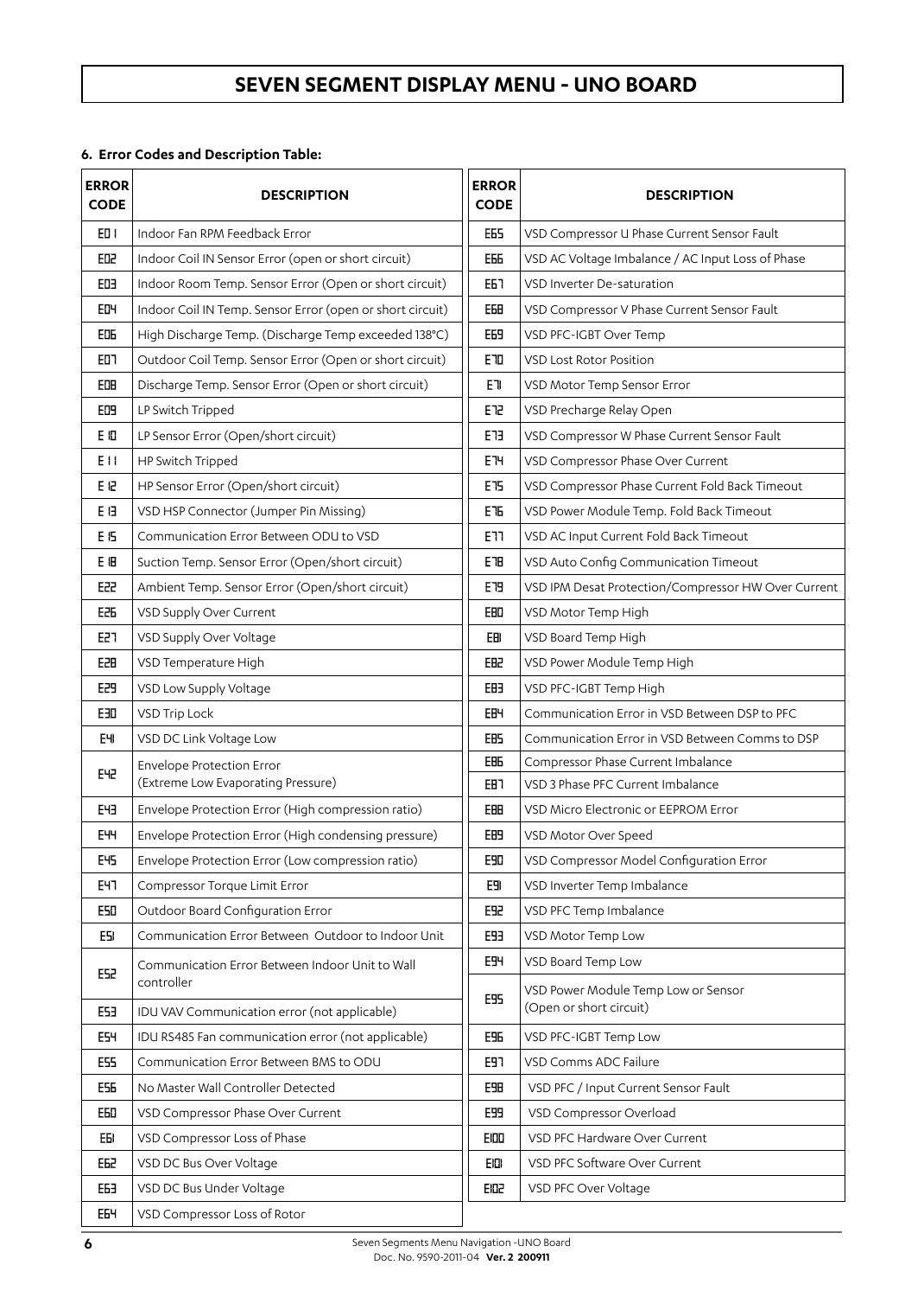# SEVEN SEGMENT DISPLAY MENU - UNO BOARD

### 6. Error Codes and Description Table:

| ERROR CODE | DESCRIPTION |
|---|---|
| E01 | Indoor Fan RPM Feedback Error |
| E02 | Indoor Coil IN Sensor Error (open or short circuit) |
| E03 | Indoor Room Temp. Sensor Error (Open or short circuit) |
| E04 | Indoor Coil IN Temp. Sensor Error (open or short circuit) |
| E06 | High Discharge Temp. (Discharge Temp exceeded 138°C) |
| E07 | Outdoor Coil Temp. Sensor Error (Open or short circuit) |
| E08 | Discharge Temp. Sensor Error (Open or short circuit) |
| E09 | LP Switch Tripped |
| E10 | LP Sensor Error (Open/short circuit) |
| E11 | HP Switch Tripped |
| E12 | HP Sensor Error (Open/short circuit) |
| E13 | VSD HSP Connector (Jumper Pin Missing) |
| E15 | Communication Error Between ODU to VSD |
| E18 | Suction Temp. Sensor Error (Open/short circuit) |
| E22 | Ambient Temp. Sensor Error (Open/short circuit) |
| E26 | VSD Supply Over Current |
| E27 | VSD Supply Over Voltage |
| E28 | VSD Temperature High |
| E29 | VSD Low Supply Voltage |
| E30 | VSD Trip Lock |
| E41 | VSD DC Link Voltage Low |
| E42 | Envelope Protection Error (Extreme Low Evaporating Pressure) |
| E43 | Envelope Protection Error (High compression ratio) |
| E44 | Envelope Protection Error (High condensing pressure) |
| E45 | Envelope Protection Error (Low compression ratio) |
| E47 | Compressor Torque Limit Error |
| E50 | Outdoor Board Configuration Error |
| E51 | Communication Error Between Outdoor to Indoor Unit |
| E52 | Communication Error Between Indoor Unit to Wall controller |
| E53 | IDU VAV Communication error (not applicable) |
| E54 | IDU RS485 Fan communication error (not applicable) |
| E55 | Communication Error Between BMS to ODU |
| E56 | No Master Wall Controller Detected |
| E60 | VSD Compressor Phase Over Current |
| E61 | VSD Compressor Loss of Phase |
| E62 | VSD DC Bus Over Voltage |
| E63 | VSD DC Bus Under Voltage |
| E64 | VSD Compressor Loss of Rotor |

| ERROR CODE | DESCRIPTION |
|---|---|
| E65 | VSD Compressor U Phase Current Sensor Fault |
| E66 | VSD AC Voltage Imbalance / AC Input Loss of Phase |
| E67 | VSD Inverter De-saturation |
| E68 | VSD Compressor V Phase Current Sensor Fault |
| E69 | VSD PFC-IGBT Over Temp |
| E70 | VSD Lost Rotor Position |
| E71 | VSD Motor Temp Sensor Error |
| E72 | VSD Precharge Relay Open |
| E73 | VSD Compressor W Phase Current Sensor Fault |
| E74 | VSD Compressor Phase Over Current |
| E75 | VSD Compressor Phase Current Fold Back Timeout |
| E76 | VSD Power Module Temp. Fold Back Timeout |
| E77 | VSD AC Input Current Fold Back Timeout |
| E78 | VSD Auto Config Communication Timeout |
| E79 | VSD IPM Desat Protection/Compressor HW Over Current |
| E80 | VSD Motor Temp High |
| E81 | VSD Board Temp High |
| E82 | VSD Power Module Temp High |
| E83 | VSD PFC-IGBT Temp High |
| E84 | Communication Error in VSD Between DSP to PFC |
| E85 | Communication Error in VSD Between Comms to DSP |
| E86 | Compressor Phase Current Imbalance |
| E87 | VSD 3 Phase PFC Current Imbalance |
| E88 | VSD Micro Electronic or EEPROM Error |
| E89 | VSD Motor Over Speed |
| E90 | VSD Compressor Model Configuration Error |
| E91 | VSD Inverter Temp Imbalance |
| E92 | VSD PFC Temp Imbalance |
| E93 | VSD Motor Temp Low |
| E94 | VSD Board Temp Low |
| E95 | VSD Power Module Temp Low or Sensor (Open or short circuit) |
| E96 | VSD PFC-IGBT Temp Low |
| E97 | VSD Comms ADC Failure |
| E98 | VSD PFC / Input Current Sensor Fault |
| E99 | VSD Compressor Overload |
| E100 | VSD PFC Hardware Over Current |
| E101 | VSD PFC Software Over Current |
| E102 | VSD PFC Over Voltage |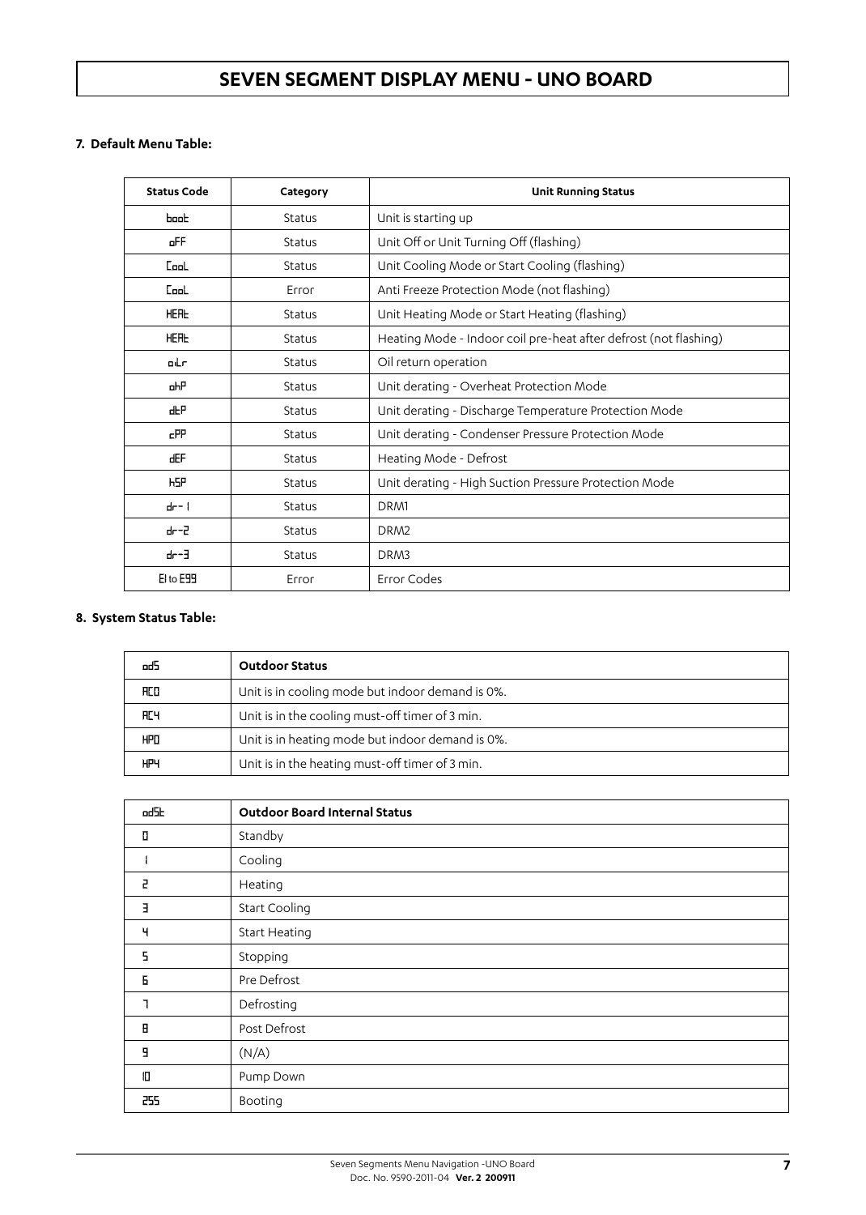# SEVEN SEGMENT DISPLAY MENU - UNO BOARD

### 7. Default Menu Table:

| Status Code | Category | Unit Running Status |
|---|---|---|
| boot | Status | Unit is starting up |
| oFF | Status | Unit Off or Unit Turning Off (flashing) |
| CooL | Status | Unit Cooling Mode or Start Cooling (flashing) |
| CooL | Error | Anti Freeze Protection Mode (not flashing) |
| HEAt | Status | Unit Heating Mode or Start Heating (flashing) |
| HEAt | Status | Heating Mode - Indoor coil pre-heat after defrost (not flashing) |
| oiLr | Status | Oil return operation |
| ohP | Status | Unit derating - Overheat Protection Mode |
| dtP | Status | Unit derating - Discharge Temperature Protection Mode |
| cPP | Status | Unit derating - Condenser Pressure Protection Mode |
| dEF | Status | Heating Mode - Defrost |
| hSP | Status | Unit derating - High Suction Pressure Protection Mode |
| dr-1 | Status | DRM1 |
| dr-2 | Status | DRM2 |
| dr-3 | Status | DRM3 |
| E1 to E99 | Error | Error Codes |

### 8. System Status Table:

| odS | Outdoor Status |
|---|---|
| AC0 | Unit is in cooling mode but indoor demand is 0%. |
| AC4 | Unit is in the cooling must-off timer of 3 min. |
| HP0 | Unit is in heating mode but indoor demand is 0%. |
| HP4 | Unit is in the heating must-off timer of 3 min. |

| odSt | Outdoor Board Internal Status |
|---|---|
| 0 | Standby |
| 1 | Cooling |
| 2 | Heating |
| 3 | Start Cooling |
| 4 | Start Heating |
| 5 | Stopping |
| 6 | Pre Defrost |
| 7 | Defrosting |
| 8 | Post Defrost |
| 9 | (N/A) |
| 10 | Pump Down |
| 255 | Booting |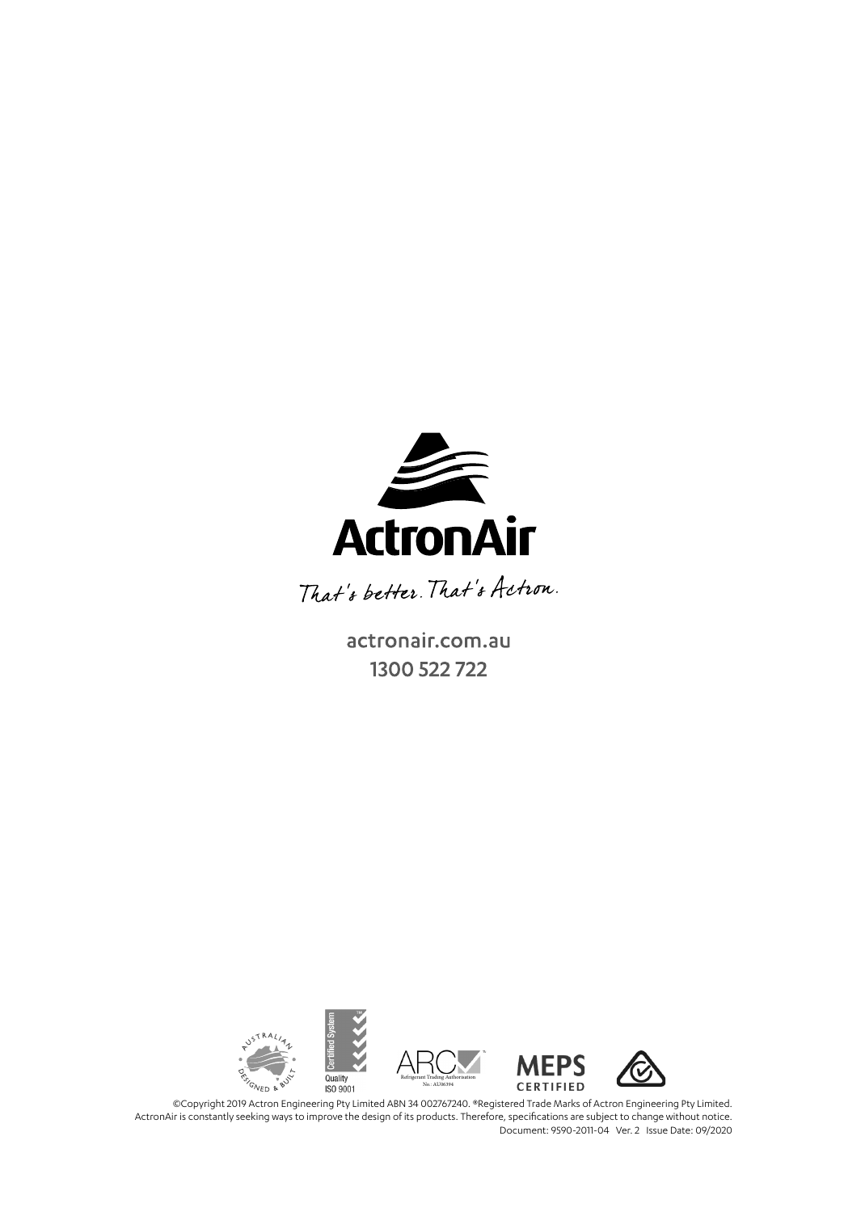ActronAir

That's better. That's Actron.

actronair.com.au

1300 522 722

©Copyright 2019 Actron Engineering Pty Limited ABN 34 002767240. ®Registered Trade Marks of Actron Engineering Pty Limited.
ActronAir is constantly seeking ways to improve the design of its products. Therefore, specifications are subject to change without notice.
Document: 9590-2011-04 Ver. 2 Issue Date: 09/2020